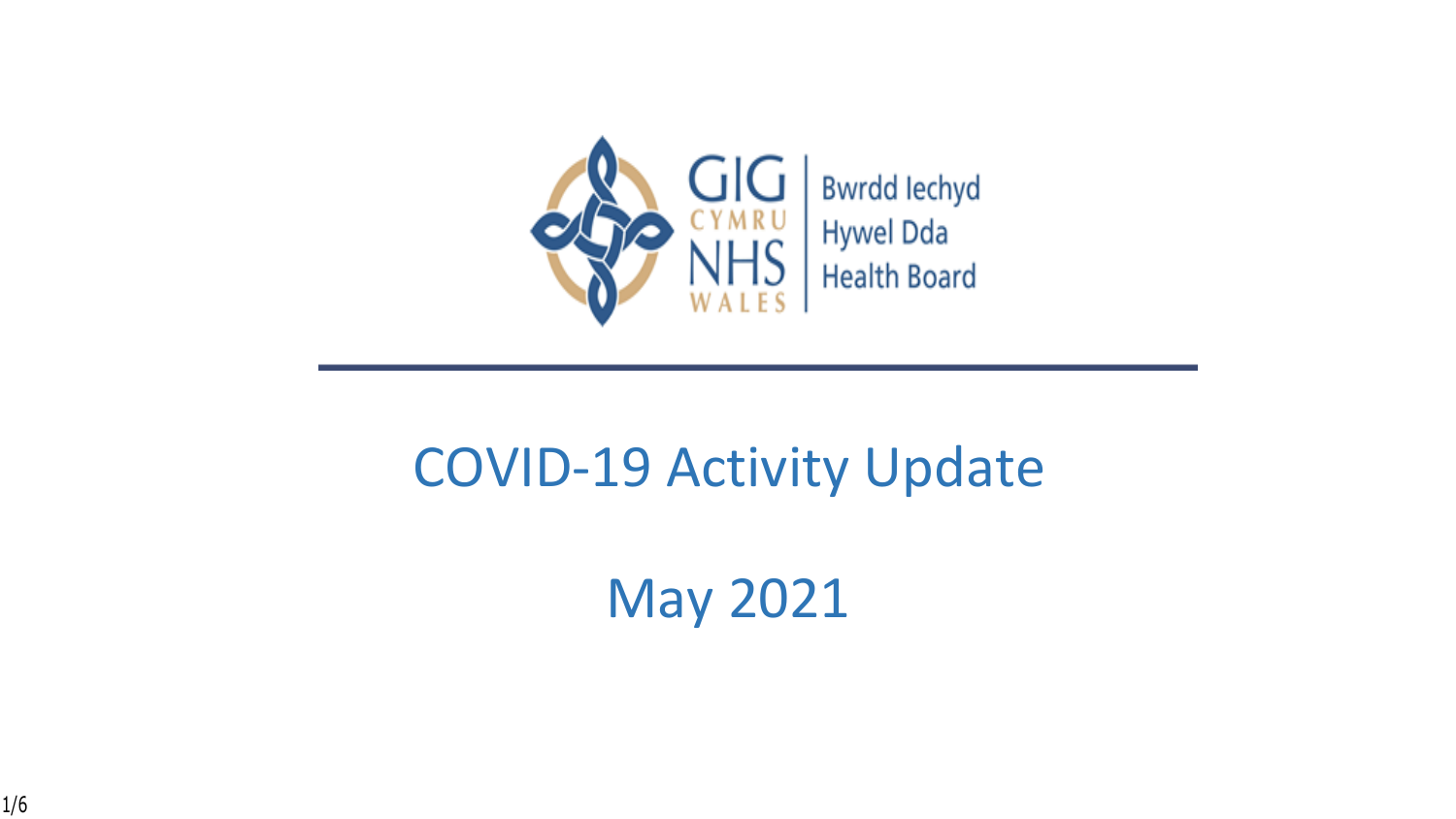GIG CYMRU NHS WALES | Bwrdd Iechyd Hywel Dda Health Board

# COVID-19 Activity Update

## May 2021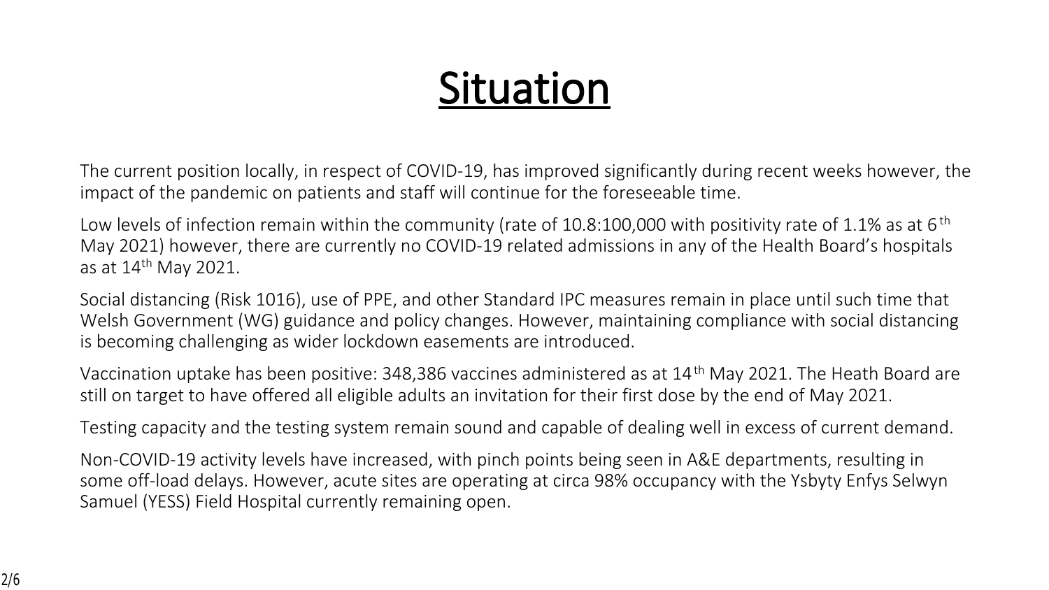# Situation

The current position locally, in respect of COVID-19, has improved significantly during recent weeks however, the impact of the pandemic on patients and staff will continue for the foreseeable time.

Low levels of infection remain within the community (rate of 10.8:100,000 with positivity rate of 1.1% as at 6th May 2021) however, there are currently no COVID-19 related admissions in any of the Health Board's hospitals as at 14th May 2021.

Social distancing (Risk 1016), use of PPE, and other Standard IPC measures remain in place until such time that Welsh Government (WG) guidance and policy changes. However, maintaining compliance with social distancing is becoming challenging as wider lockdown easements are introduced.

Vaccination uptake has been positive: 348,386 vaccines administered as at 14th May 2021. The Heath Board are still on target to have offered all eligible adults an invitation for their first dose by the end of May 2021.

Testing capacity and the testing system remain sound and capable of dealing well in excess of current demand.

Non-COVID-19 activity levels have increased, with pinch points being seen in A&E departments, resulting in some off-load delays. However, acute sites are operating at circa 98% occupancy with the Ysbyty Enfys Selwyn Samuel (YESS) Field Hospital currently remaining open.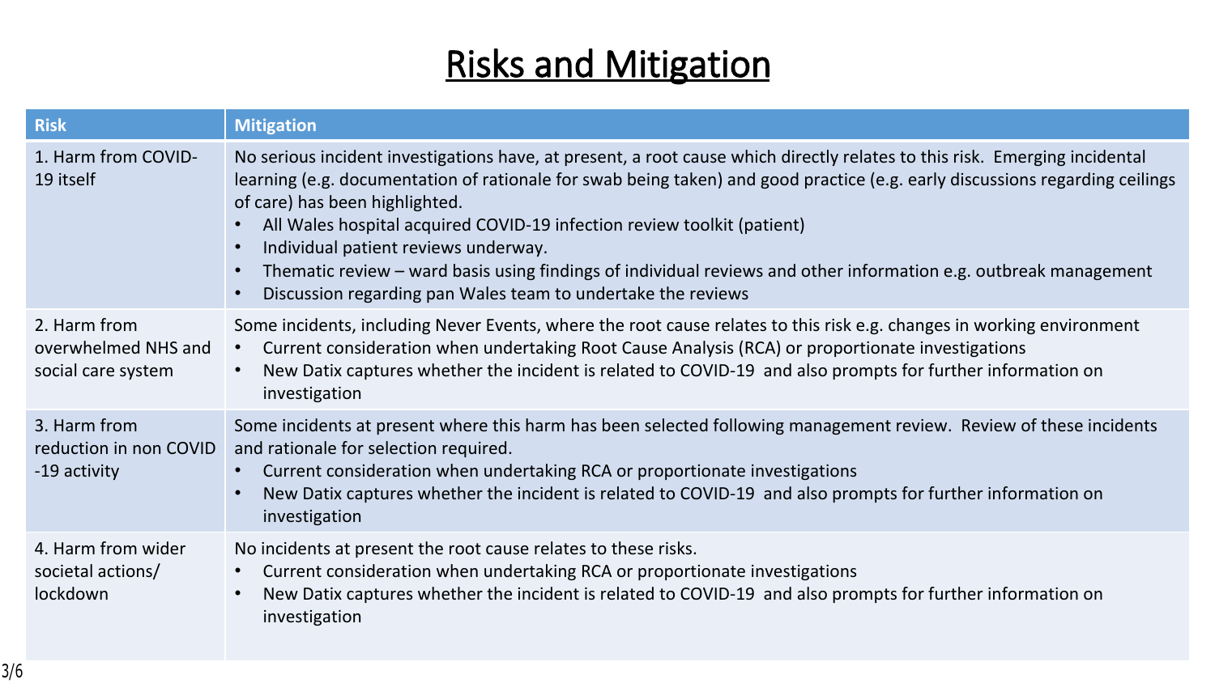# Risks and Mitigation

| Risk | Mitigation |
|---|---|
| 1. Harm from COVID-19 itself | No serious incident investigations have, at present, a root cause which directly relates to this risk. Emerging incidental learning (e.g. documentation of rationale for swab being taken) and good practice (e.g. early discussions regarding ceilings of care) has been highlighted.<br>• All Wales hospital acquired COVID-19 infection review toolkit (patient)<br>• Individual patient reviews underway.<br>• Thematic review – ward basis using findings of individual reviews and other information e.g. outbreak management<br>• Discussion regarding pan Wales team to undertake the reviews |
| 2. Harm from overwhelmed NHS and social care system | Some incidents, including Never Events, where the root cause relates to this risk e.g. changes in working environment<br>• Current consideration when undertaking Root Cause Analysis (RCA) or proportionate investigations<br>• New Datix captures whether the incident is related to COVID-19 and also prompts for further information on investigation |
| 3. Harm from reduction in non COVID -19 activity | Some incidents at present where this harm has been selected following management review. Review of these incidents and rationale for selection required.<br>• Current consideration when undertaking RCA or proportionate investigations<br>• New Datix captures whether the incident is related to COVID-19 and also prompts for further information on investigation |
| 4. Harm from wider societal actions/ lockdown | No incidents at present the root cause relates to these risks.<br>• Current consideration when undertaking RCA or proportionate investigations<br>• New Datix captures whether the incident is related to COVID-19 and also prompts for further information on investigation |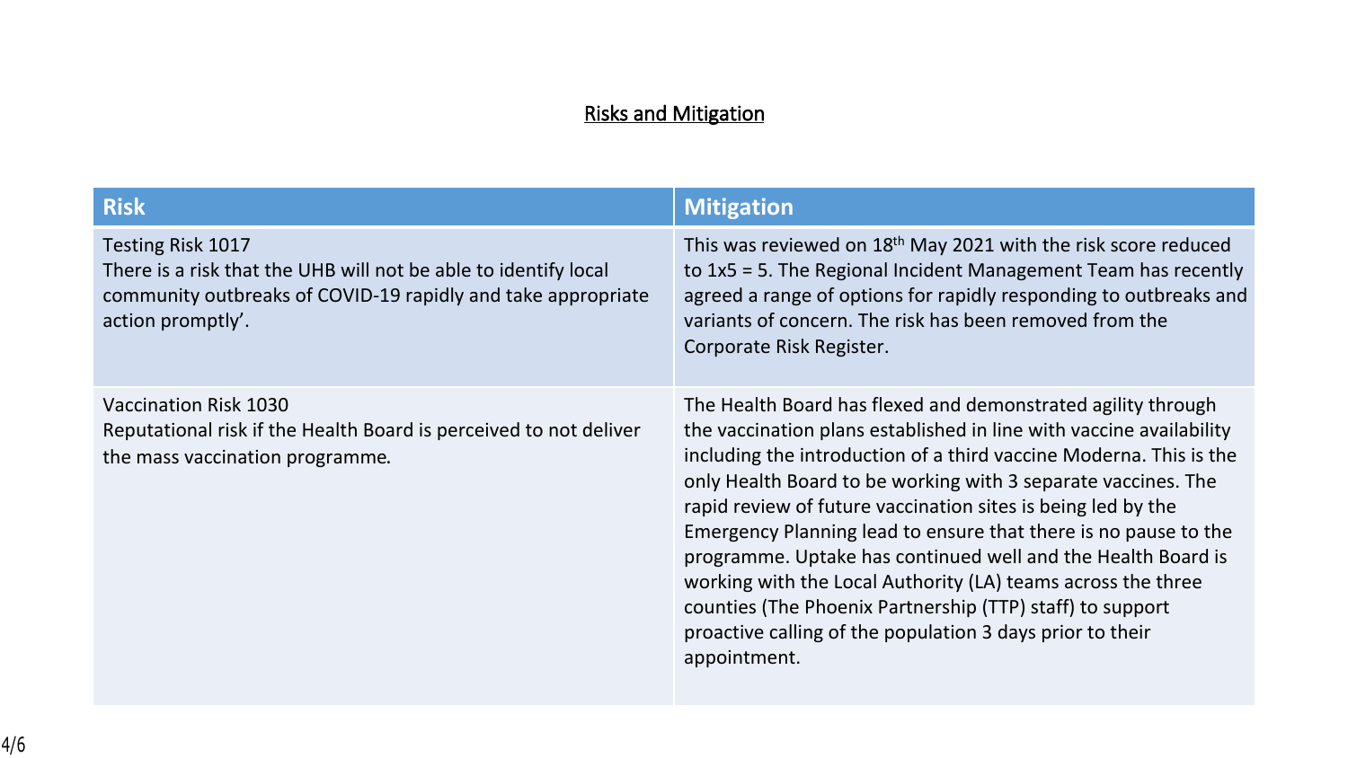## Risks and Mitigation

| Risk | Mitigation |
| --- | --- |
| Testing Risk 1017<br>There is a risk that the UHB will not be able to identify local community outbreaks of COVID-19 rapidly and take appropriate action promptly’. | This was reviewed on 18th May 2021 with the risk score reduced to 1x5 = 5. The Regional Incident Management Team has recently agreed a range of options for rapidly responding to outbreaks and variants of concern. The risk has been removed from the Corporate Risk Register. |
| Vaccination Risk 1030<br>Reputational risk if the Health Board is perceived to not deliver the mass vaccination programme. | The Health Board has flexed and demonstrated agility through the vaccination plans established in line with vaccine availability including the introduction of a third vaccine Moderna. This is the only Health Board to be working with 3 separate vaccines. The rapid review of future vaccination sites is being led by the Emergency Planning lead to ensure that there is no pause to the programme. Uptake has continued well and the Health Board is working with the Local Authority (LA) teams across the three counties (The Phoenix Partnership (TTP) staff) to support proactive calling of the population 3 days prior to their appointment. |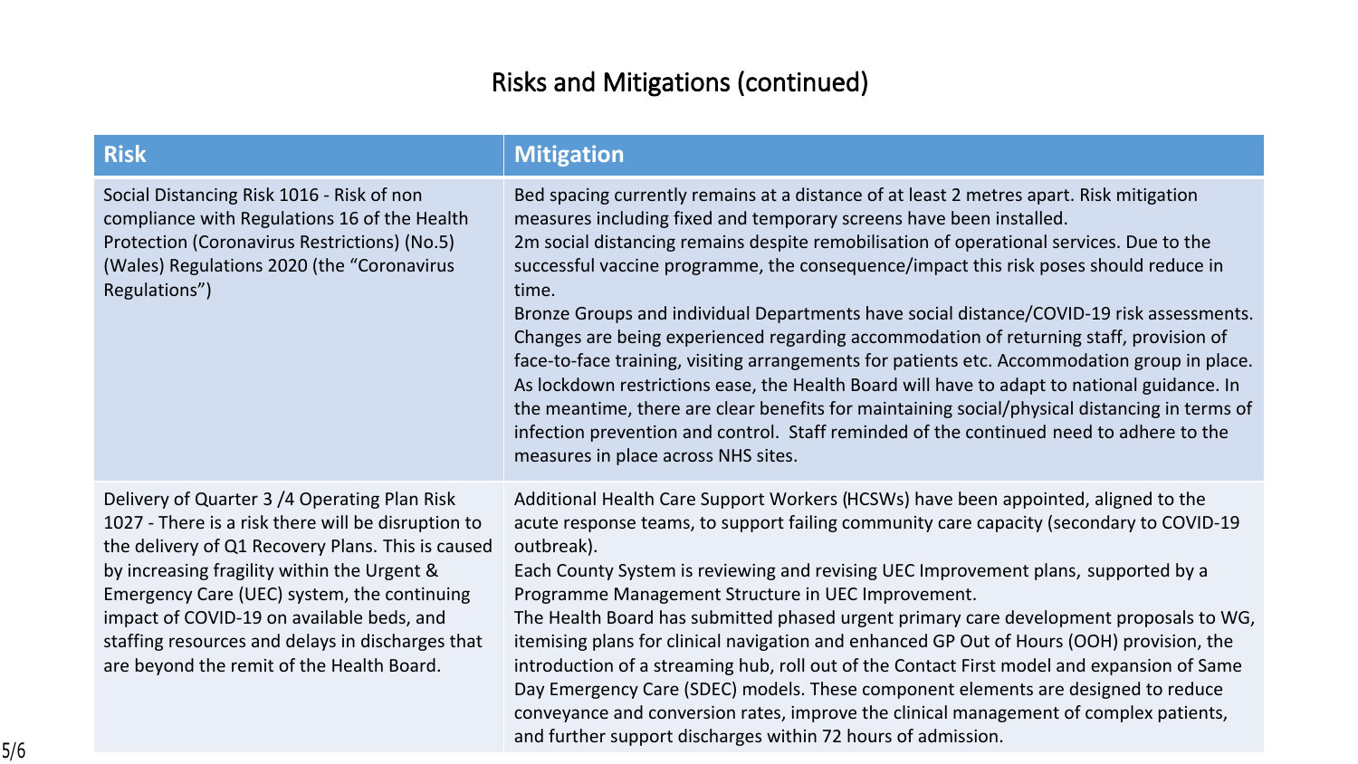# Risks and Mitigations (continued)

| Risk | Mitigation |
| --- | --- |
| Social Distancing Risk 1016 - Risk of non compliance with Regulations 16 of the Health Protection (Coronavirus Restrictions) (No.5) (Wales) Regulations 2020 (the "Coronavirus Regulations") | Bed spacing currently remains at a distance of at least 2 metres apart. Risk mitigation measures including fixed and temporary screens have been installed.<br>2m social distancing remains despite remobilisation of operational services. Due to the successful vaccine programme, the consequence/impact this risk poses should reduce in time.<br>Bronze Groups and individual Departments have social distance/COVID-19 risk assessments. Changes are being experienced regarding accommodation of returning staff, provision of face-to-face training, visiting arrangements for patients etc. Accommodation group in place. As lockdown restrictions ease, the Health Board will have to adapt to national guidance. In the meantime, there are clear benefits for maintaining social/physical distancing in terms of infection prevention and control. Staff reminded of the continued need to adhere to the measures in place across NHS sites. |
| Delivery of Quarter 3 /4 Operating Plan Risk 1027 - There is a risk there will be disruption to the delivery of Q1 Recovery Plans. This is caused by increasing fragility within the Urgent & Emergency Care (UEC) system, the continuing impact of COVID-19 on available beds, and staffing resources and delays in discharges that are beyond the remit of the Health Board. | Additional Health Care Support Workers (HCSWs) have been appointed, aligned to the acute response teams, to support failing community care capacity (secondary to COVID-19 outbreak).<br>Each County System is reviewing and revising UEC Improvement plans, supported by a Programme Management Structure in UEC Improvement.<br>The Health Board has submitted phased urgent primary care development proposals to WG, itemising plans for clinical navigation and enhanced GP Out of Hours (OOH) provision, the introduction of a streaming hub, roll out of the Contact First model and expansion of Same Day Emergency Care (SDEC) models. These component elements are designed to reduce conveyance and conversion rates, improve the clinical management of complex patients, and further support discharges within 72 hours of admission. |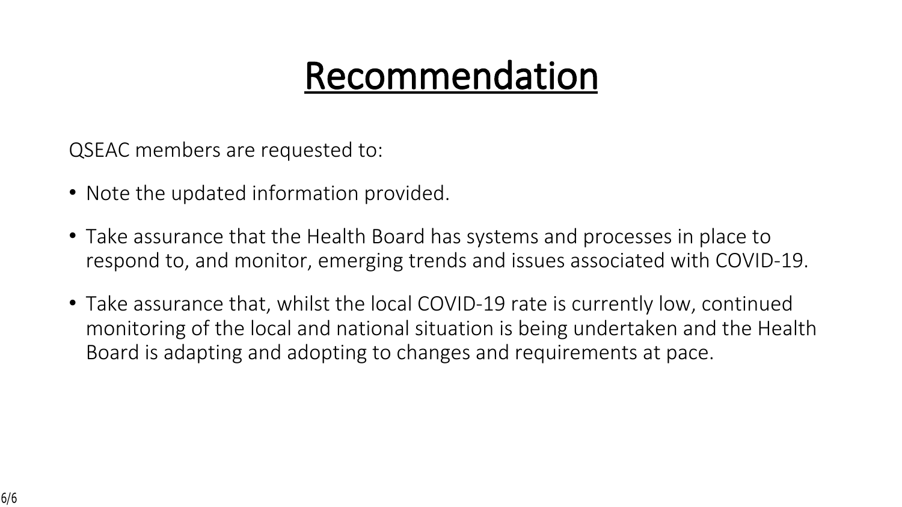# Recommendation

QSEAC members are requested to:

- Note the updated information provided.
- Take assurance that the Health Board has systems and processes in place to respond to, and monitor, emerging trends and issues associated with COVID-19.
- Take assurance that, whilst the local COVID-19 rate is currently low, continued monitoring of the local and national situation is being undertaken and the Health Board is adapting and adopting to changes and requirements at pace.